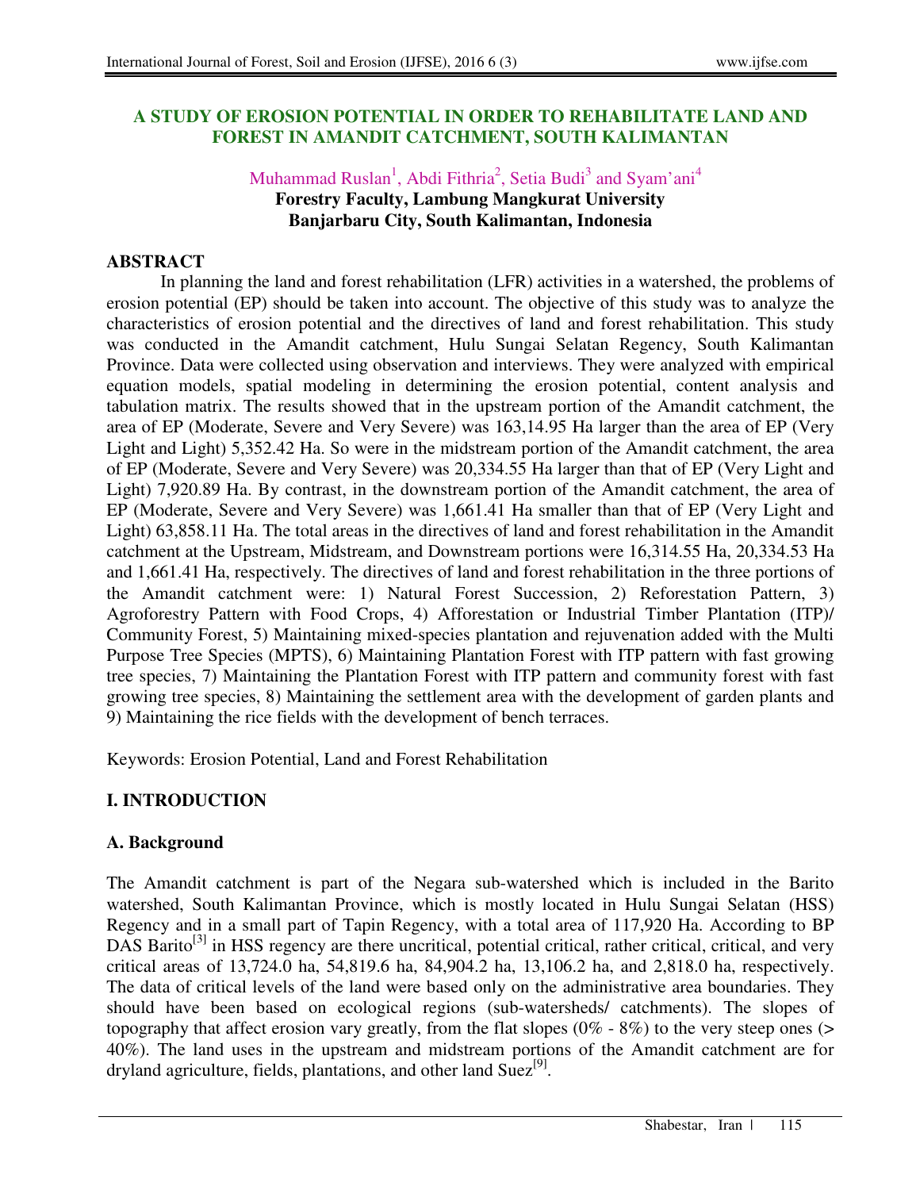# A STUDY OF EROSION POTENTIAL IN ORDER TO REHABILITATE LAND AND FOREST IN AMANDIT CATCHMENT, SOUTH KALIMANTAN

Muhammad Ruslan[1], Abdi Fithria[2], Setia Budi[3] and Syam'ani[4]

**Forestry Faculty, Lambung Mangkurat University**
**Banjarbaru City, South Kalimantan, Indonesia**

## ABSTRACT

In planning the land and forest rehabilitation (LFR) activities in a watershed, the problems of erosion potential (EP) should be taken into account. The objective of this study was to analyze the characteristics of erosion potential and the directives of land and forest rehabilitation. This study was conducted in the Amandit catchment, Hulu Sungai Selatan Regency, South Kalimantan Province. Data were collected using observation and interviews. They were analyzed with empirical equation models, spatial modeling in determining the erosion potential, content analysis and tabulation matrix. The results showed that in the upstream portion of the Amandit catchment, the area of EP (Moderate, Severe and Very Severe) was 163,14.95 Ha larger than the area of EP (Very Light and Light) 5,352.42 Ha. So were in the midstream portion of the Amandit catchment, the area of EP (Moderate, Severe and Very Severe) was 20,334.55 Ha larger than that of EP (Very Light and Light) 7,920.89 Ha. By contrast, in the downstream portion of the Amandit catchment, the area of EP (Moderate, Severe and Very Severe) was 1,661.41 Ha smaller than that of EP (Very Light and Light) 63,858.11 Ha. The total areas in the directives of land and forest rehabilitation in the Amandit catchment at the Upstream, Midstream, and Downstream portions were 16,314.55 Ha, 20,334.53 Ha and 1,661.41 Ha, respectively. The directives of land and forest rehabilitation in the three portions of the Amandit catchment were: 1) Natural Forest Succession, 2) Reforestation Pattern, 3) Agroforestry Pattern with Food Crops, 4) Afforestation or Industrial Timber Plantation (ITP)/ Community Forest, 5) Maintaining mixed-species plantation and rejuvenation added with the Multi Purpose Tree Species (MPTS), 6) Maintaining Plantation Forest with ITP pattern with fast growing tree species, 7) Maintaining the Plantation Forest with ITP pattern and community forest with fast growing tree species, 8) Maintaining the settlement area with the development of garden plants and 9) Maintaining the rice fields with the development of bench terraces.

Keywords: Erosion Potential, Land and Forest Rehabilitation

## I. INTRODUCTION

### A. Background

The Amandit catchment is part of the Negara sub-watershed which is included in the Barito watershed, South Kalimantan Province, which is mostly located in Hulu Sungai Selatan (HSS) Regency and in a small part of Tapin Regency, with a total area of 117,920 Ha. According to BP DAS Barito[3] in HSS regency are there uncritical, potential critical, rather critical, critical, and very critical areas of 13,724.0 ha, 54,819.6 ha, 84,904.2 ha, 13,106.2 ha, and 2,818.0 ha, respectively. The data of critical levels of the land were based only on the administrative area boundaries. They should have been based on ecological regions (sub-watersheds/ catchments). The slopes of topography that affect erosion vary greatly, from the flat slopes (0% - 8%) to the very steep ones (> 40%). The land uses in the upstream and midstream portions of the Amandit catchment are for dryland agriculture, fields, plantations, and other land Suez[9].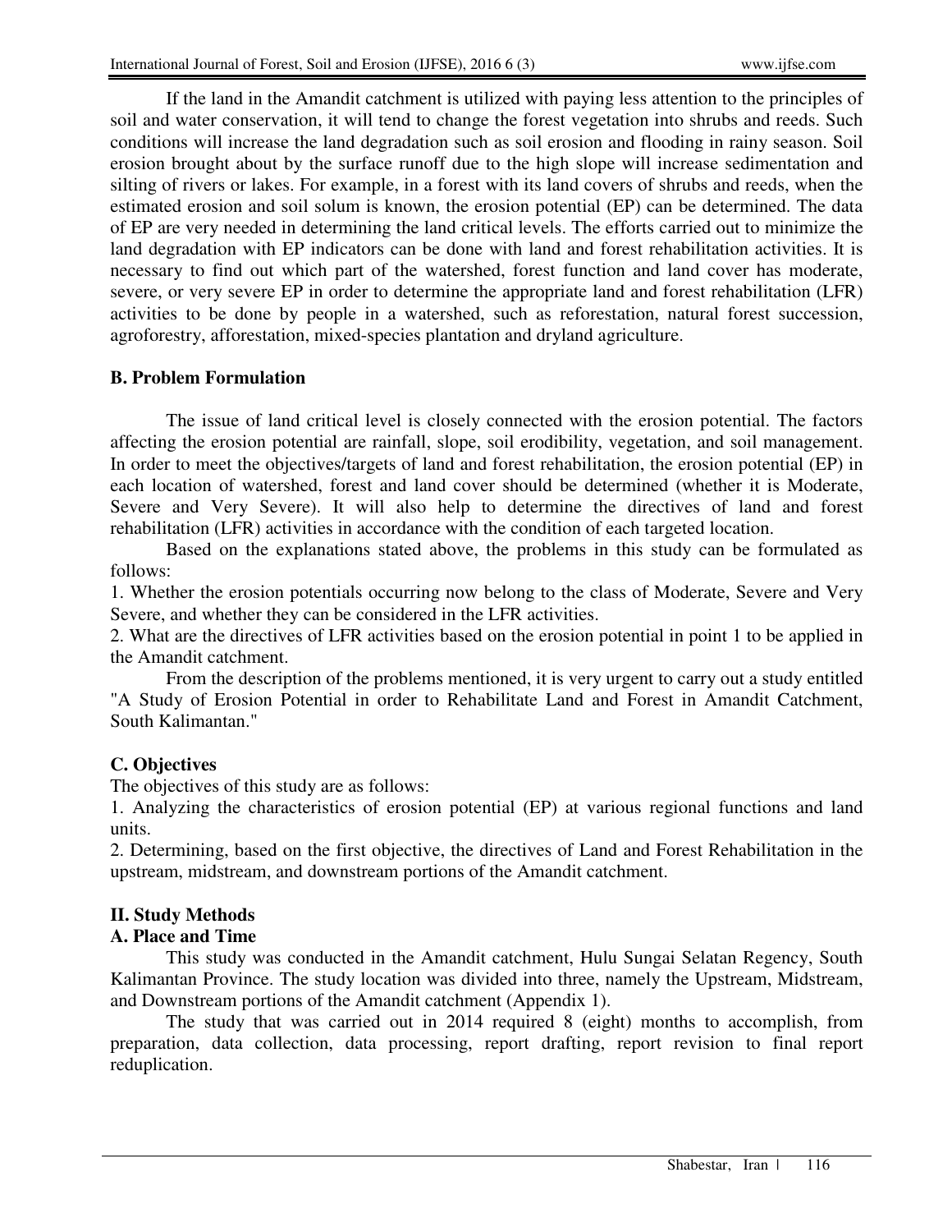If the land in the Amandit catchment is utilized with paying less attention to the principles of soil and water conservation, it will tend to change the forest vegetation into shrubs and reeds. Such conditions will increase the land degradation such as soil erosion and flooding in rainy season. Soil erosion brought about by the surface runoff due to the high slope will increase sedimentation and silting of rivers or lakes. For example, in a forest with its land covers of shrubs and reeds, when the estimated erosion and soil solum is known, the erosion potential (EP) can be determined. The data of EP are very needed in determining the land critical levels. The efforts carried out to minimize the land degradation with EP indicators can be done with land and forest rehabilitation activities. It is necessary to find out which part of the watershed, forest function and land cover has moderate, severe, or very severe EP in order to determine the appropriate land and forest rehabilitation (LFR) activities to be done by people in a watershed, such as reforestation, natural forest succession, agroforestry, afforestation, mixed-species plantation and dryland agriculture.

### B. Problem Formulation

The issue of land critical level is closely connected with the erosion potential. The factors affecting the erosion potential are rainfall, slope, soil erodibility, vegetation, and soil management. In order to meet the objectives/targets of land and forest rehabilitation, the erosion potential (EP) in each location of watershed, forest and land cover should be determined (whether it is Moderate, Severe and Very Severe). It will also help to determine the directives of land and forest rehabilitation (LFR) activities in accordance with the condition of each targeted location.

Based on the explanations stated above, the problems in this study can be formulated as follows:

1. Whether the erosion potentials occurring now belong to the class of Moderate, Severe and Very Severe, and whether they can be considered in the LFR activities.
2. What are the directives of LFR activities based on the erosion potential in point 1 to be applied in the Amandit catchment.

From the description of the problems mentioned, it is very urgent to carry out a study entitled "A Study of Erosion Potential in order to Rehabilitate Land and Forest in Amandit Catchment, South Kalimantan."

### C. Objectives

The objectives of this study are as follows:

1. Analyzing the characteristics of erosion potential (EP) at various regional functions and land units.
2. Determining, based on the first objective, the directives of Land and Forest Rehabilitation in the upstream, midstream, and downstream portions of the Amandit catchment.

## II. Study Methods

### A. Place and Time

This study was conducted in the Amandit catchment, Hulu Sungai Selatan Regency, South Kalimantan Province. The study location was divided into three, namely the Upstream, Midstream, and Downstream portions of the Amandit catchment (Appendix 1).

The study that was carried out in 2014 required 8 (eight) months to accomplish, from preparation, data collection, data processing, report drafting, report revision to final report reduplication.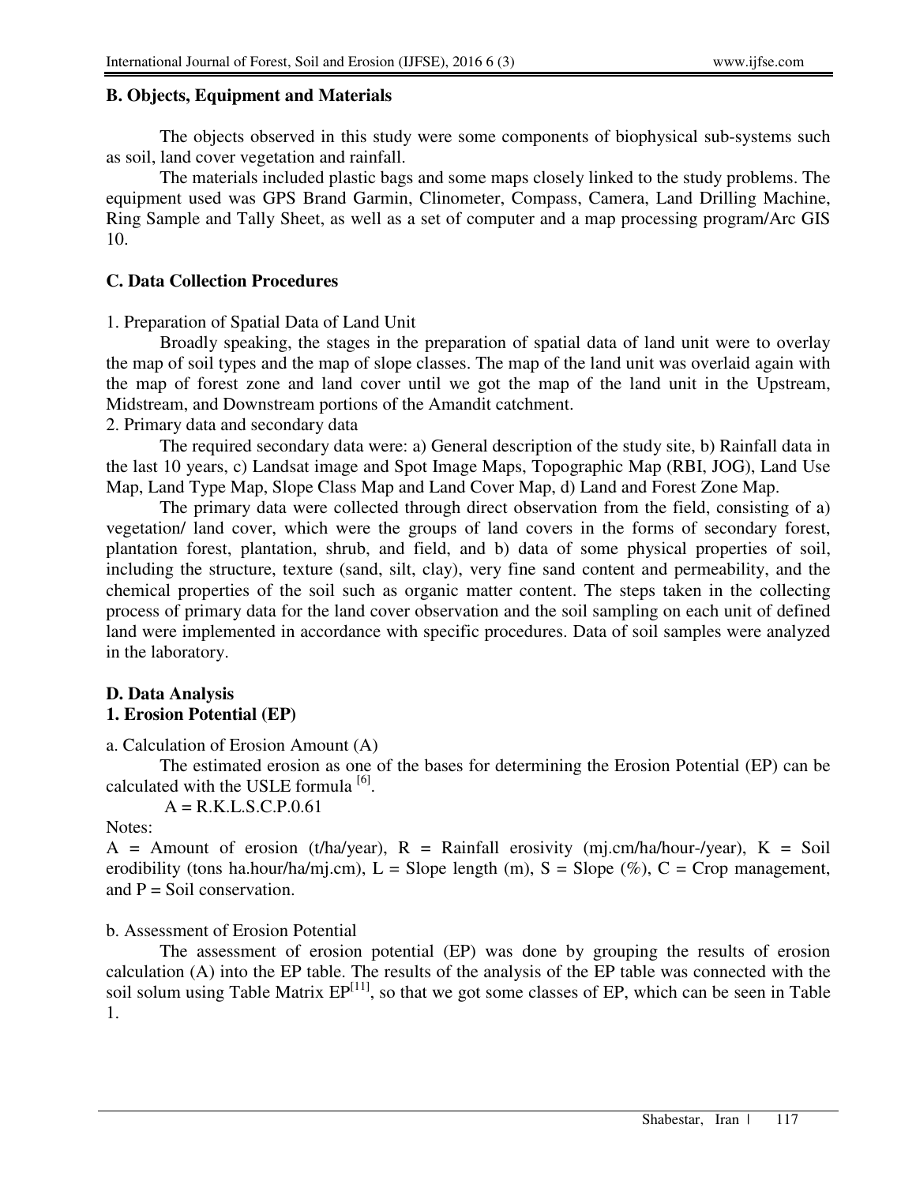### B. Objects, Equipment and Materials

The objects observed in this study were some components of biophysical sub-systems such as soil, land cover vegetation and rainfall.

The materials included plastic bags and some maps closely linked to the study problems. The equipment used was GPS Brand Garmin, Clinometer, Compass, Camera, Land Drilling Machine, Ring Sample and Tally Sheet, as well as a set of computer and a map processing program/Arc GIS 10.

### C. Data Collection Procedures

1. Preparation of Spatial Data of Land Unit

Broadly speaking, the stages in the preparation of spatial data of land unit were to overlay the map of soil types and the map of slope classes. The map of the land unit was overlaid again with the map of forest zone and land cover until we got the map of the land unit in the Upstream, Midstream, and Downstream portions of the Amandit catchment.

2. Primary data and secondary data

The required secondary data were: a) General description of the study site, b) Rainfall data in the last 10 years, c) Landsat image and Spot Image Maps, Topographic Map (RBI, JOG), Land Use Map, Land Type Map, Slope Class Map and Land Cover Map, d) Land and Forest Zone Map.

The primary data were collected through direct observation from the field, consisting of a) vegetation/ land cover, which were the groups of land covers in the forms of secondary forest, plantation forest, plantation, shrub, and field, and b) data of some physical properties of soil, including the structure, texture (sand, silt, clay), very fine sand content and permeability, and the chemical properties of the soil such as organic matter content. The steps taken in the collecting process of primary data for the land cover observation and the soil sampling on each unit of defined land were implemented in accordance with specific procedures. Data of soil samples were analyzed in the laboratory.

### D. Data Analysis

#### 1. Erosion Potential (EP)

a. Calculation of Erosion Amount (A)

The estimated erosion as one of the bases for determining the Erosion Potential (EP) can be calculated with the USLE formula [6].

$$A = R.K.L.S.C.P.0.61$$

Notes:

A = Amount of erosion (t/ha/year), R = Rainfall erosivity (mj.cm/ha/hour-/year), K = Soil erodibility (tons ha.hour/ha/mj.cm), L = Slope length (m), S = Slope (%), C = Crop management, and P = Soil conservation.

b. Assessment of Erosion Potential

The assessment of erosion potential (EP) was done by grouping the results of erosion calculation (A) into the EP table. The results of the analysis of the EP table was connected with the soil solum using Table Matrix EP[11], so that we got some classes of EP, which can be seen in Table 1.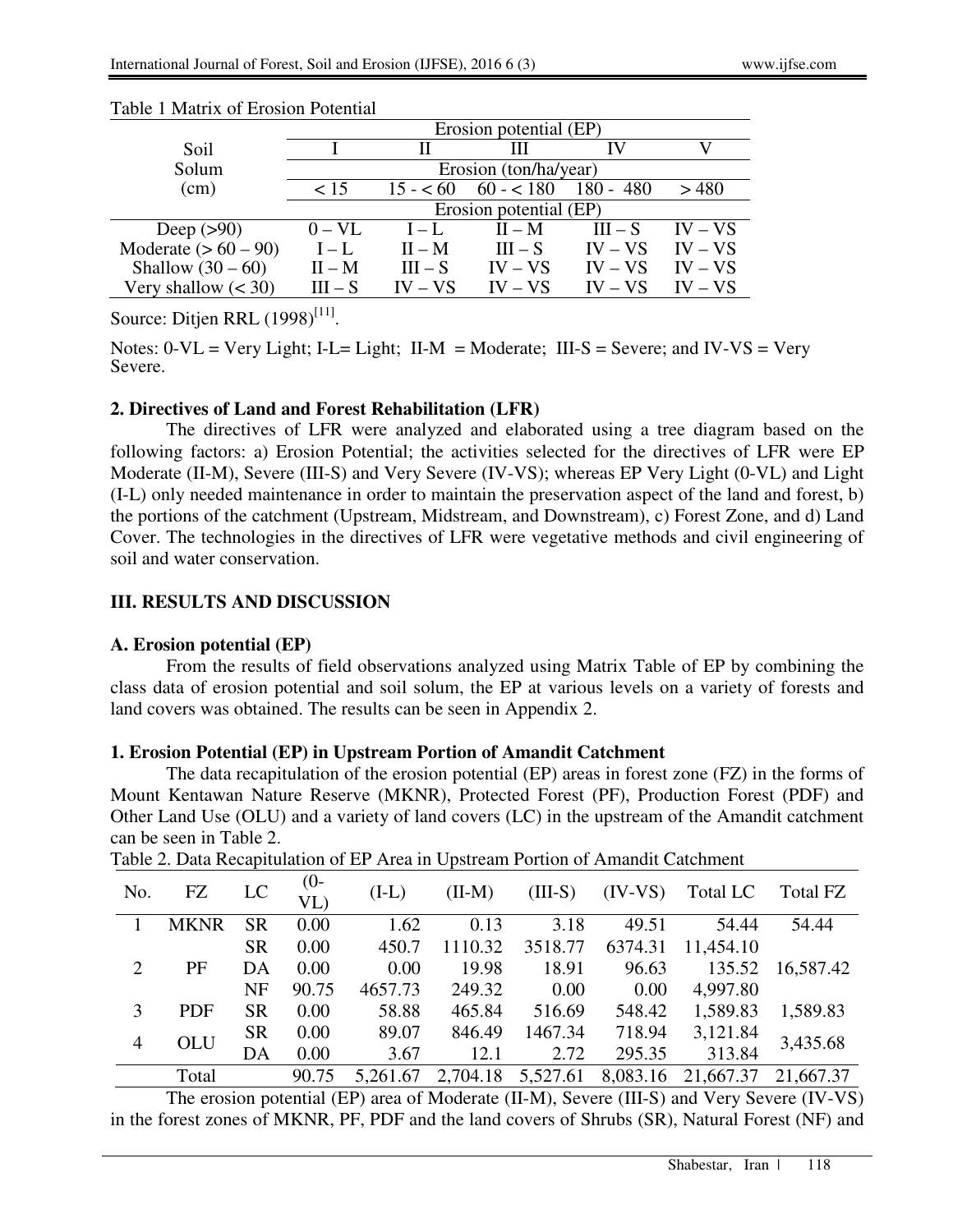Table 1 Matrix of Erosion Potential

| Soil Solum (cm) | Erosion potential (EP) | | | | |
|---|---|---|---|---|---|
| | I | II | III | IV | V |
| | Erosion (ton/ha/year) | | | | |
| | < 15 | 15 - < 60 | 60 - < 180 | 180 - 480 | > 480 |
| | Erosion potential (EP) | | | | |
| Deep (>90) | 0 – VL | I – L | II – M | III – S | IV – VS |
| Moderate (> 60 – 90) | I – L | II – M | III – S | IV – VS | IV – VS |
| Shallow (30 – 60) | II – M | III – S | IV – VS | IV – VS | IV – VS |
| Very shallow (< 30) | III – S | IV – VS | IV – VS | IV – VS | IV – VS |

Source: Ditjen RRL (1998)[11].

Notes: 0-VL = Very Light; I-L= Light; II-M = Moderate; III-S = Severe; and IV-VS = Very Severe.

**2. Directives of Land and Forest Rehabilitation (LFR)**

The directives of LFR were analyzed and elaborated using a tree diagram based on the following factors: a) Erosion Potential; the activities selected for the directives of LFR were EP Moderate (II-M), Severe (III-S) and Very Severe (IV-VS); whereas EP Very Light (0-VL) and Light (I-L) only needed maintenance in order to maintain the preservation aspect of the land and forest, b) the portions of the catchment (Upstream, Midstream, and Downstream), c) Forest Zone, and d) Land Cover. The technologies in the directives of LFR were vegetative methods and civil engineering of soil and water conservation.

## III. RESULTS AND DISCUSSION

### A. Erosion potential (EP)

From the results of field observations analyzed using Matrix Table of EP by combining the class data of erosion potential and soil solum, the EP at various levels on a variety of forests and land covers was obtained. The results can be seen in Appendix 2.

**1. Erosion Potential (EP) in Upstream Portion of Amandit Catchment**

The data recapitulation of the erosion potential (EP) areas in forest zone (FZ) in the forms of Mount Kentawan Nature Reserve (MKNR), Protected Forest (PF), Production Forest (PDF) and Other Land Use (OLU) and a variety of land covers (LC) in the upstream of the Amandit catchment can be seen in Table 2.

Table 2. Data Recapitulation of EP Area in Upstream Portion of Amandit Catchment

| No. | FZ | LC | (0-VL) | (I-L) | (II-M) | (III-S) | (IV-VS) | Total LC | Total FZ |
|---|---|---|---|---|---|---|---|---|---|
| 1 | MKNR | SR | 0.00 | 1.62 | 0.13 | 3.18 | 49.51 | 54.44 | 54.44 |
| 2 | PF | SR | 0.00 | 450.7 | 1110.32 | 3518.77 | 6374.31 | 11,454.10 | 16,587.42 |
| | | DA | 0.00 | 0.00 | 19.98 | 18.91 | 96.63 | 135.52 | |
| | | NF | 90.75 | 4657.73 | 249.32 | 0.00 | 0.00 | 4,997.80 | |
| 3 | PDF | SR | 0.00 | 58.88 | 465.84 | 516.69 | 548.42 | 1,589.83 | 1,589.83 |
| 4 | OLU | SR | 0.00 | 89.07 | 846.49 | 1467.34 | 718.94 | 3,121.84 | 3,435.68 |
| | | DA | 0.00 | 3.67 | 12.1 | 2.72 | 295.35 | 313.84 | |
| | Total | | 90.75 | 5,261.67 | 2,704.18 | 5,527.61 | 8,083.16 | 21,667.37 | 21,667.37 |

The erosion potential (EP) area of Moderate (II-M), Severe (III-S) and Very Severe (IV-VS) in the forest zones of MKNR, PF, PDF and the land covers of Shrubs (SR), Natural Forest (NF) and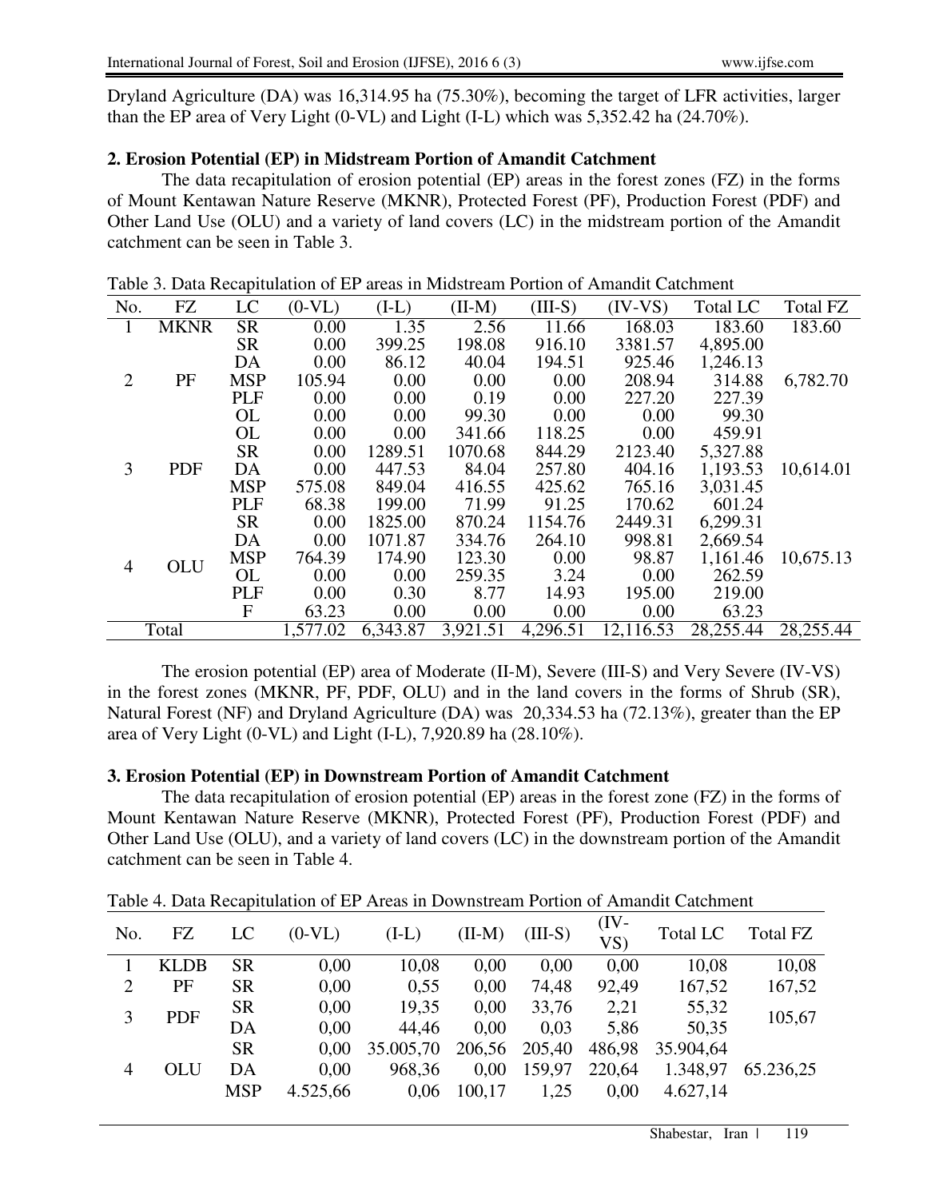Dryland Agriculture (DA) was 16,314.95 ha (75.30%), becoming the target of LFR activities, larger than the EP area of Very Light (0-VL) and Light (I-L) which was 5,352.42 ha (24.70%).

**2. Erosion Potential (EP) in Midstream Portion of Amandit Catchment**

The data recapitulation of erosion potential (EP) areas in the forest zones (FZ) in the forms of Mount Kentawan Nature Reserve (MKNR), Protected Forest (PF), Production Forest (PDF) and Other Land Use (OLU) and a variety of land covers (LC) in the midstream portion of the Amandit catchment can be seen in Table 3.

Table 3. Data Recapitulation of EP areas in Midstream Portion of Amandit Catchment

| No. | FZ | LC | (0-VL) | (I-L) | (II-M) | (III-S) | (IV-VS) | Total LC | Total FZ |
|---|---|---|---|---|---|---|---|---|---|
| 1 | MKNR | SR | 0.00 | 1.35 | 2.56 | 11.66 | 168.03 | 183.60 | 183.60 |
| | | SR | 0.00 | 399.25 | 198.08 | 916.10 | 3381.57 | 4,895.00 | |
| | | DA | 0.00 | 86.12 | 40.04 | 194.51 | 925.46 | 1,246.13 | |
| 2 | PF | MSP | 105.94 | 0.00 | 0.00 | 0.00 | 208.94 | 314.88 | 6,782.70 |
| | | PLF | 0.00 | 0.00 | 0.19 | 0.00 | 227.20 | 227.39 | |
| | | OL | 0.00 | 0.00 | 99.30 | 0.00 | 0.00 | 99.30 | |
| | | OL | 0.00 | 0.00 | 341.66 | 118.25 | 0.00 | 459.91 | |
| | | SR | 0.00 | 1289.51 | 1070.68 | 844.29 | 2123.40 | 5,327.88 | |
| 3 | PDF | DA | 0.00 | 447.53 | 84.04 | 257.80 | 404.16 | 1,193.53 | 10,614.01 |
| | | MSP | 575.08 | 849.04 | 416.55 | 425.62 | 765.16 | 3,031.45 | |
| | | PLF | 68.38 | 199.00 | 71.99 | 91.25 | 170.62 | 601.24 | |
| | | SR | 0.00 | 1825.00 | 870.24 | 1154.76 | 2449.31 | 6,299.31 | |
| | | DA | 0.00 | 1071.87 | 334.76 | 264.10 | 998.81 | 2,669.54 | |
| 4 | OLU | MSP | 764.39 | 174.90 | 123.30 | 0.00 | 98.87 | 1,161.46 | 10,675.13 |
| | | OL | 0.00 | 0.00 | 259.35 | 3.24 | 0.00 | 262.59 | |
| | | PLF | 0.00 | 0.30 | 8.77 | 14.93 | 195.00 | 219.00 | |
| | | F | 63.23 | 0.00 | 0.00 | 0.00 | 0.00 | 63.23 | |
| Total | | | 1,577.02 | 6,343.87 | 3,921.51 | 4,296.51 | 12,116.53 | 28,255.44 | 28,255.44 |

The erosion potential (EP) area of Moderate (II-M), Severe (III-S) and Very Severe (IV-VS) in the forest zones (MKNR, PF, PDF, OLU) and in the land covers in the forms of Shrub (SR), Natural Forest (NF) and Dryland Agriculture (DA) was 20,334.53 ha (72.13%), greater than the EP area of Very Light (0-VL) and Light (I-L), 7,920.89 ha (28.10%).

**3. Erosion Potential (EP) in Downstream Portion of Amandit Catchment**

The data recapitulation of erosion potential (EP) areas in the forest zone (FZ) in the forms of Mount Kentawan Nature Reserve (MKNR), Protected Forest (PF), Production Forest (PDF) and Other Land Use (OLU), and a variety of land covers (LC) in the downstream portion of the Amandit catchment can be seen in Table 4.

Table 4. Data Recapitulation of EP Areas in Downstream Portion of Amandit Catchment

| No. | FZ | LC | (0-VL) | (I-L) | (II-M) | (III-S) | (IV-VS) | Total LC | Total FZ |
|---|---|---|---|---|---|---|---|---|---|
| 1 | KLDB | SR | 0,00 | 10,08 | 0,00 | 0,00 | 0,00 | 10,08 | 10,08 |
| 2 | PF | SR | 0,00 | 0,55 | 0,00 | 74,48 | 92,49 | 167,52 | 167,52 |
| 3 | PDF | SR | 0,00 | 19,35 | 0,00 | 33,76 | 2,21 | 55,32 | 105,67 |
| | | DA | 0,00 | 44,46 | 0,00 | 0,03 | 5,86 | 50,35 | |
| | | SR | 0,00 | 35.005,70 | 206,56 | 205,40 | 486,98 | 35.904,64 | |
| 4 | OLU | DA | 0,00 | 968,36 | 0,00 | 159,97 | 220,64 | 1.348,97 | 65.236,25 |
| | | MSP | 4.525,66 | 0,06 | 100,17 | 1,25 | 0,00 | 4.627,14 | |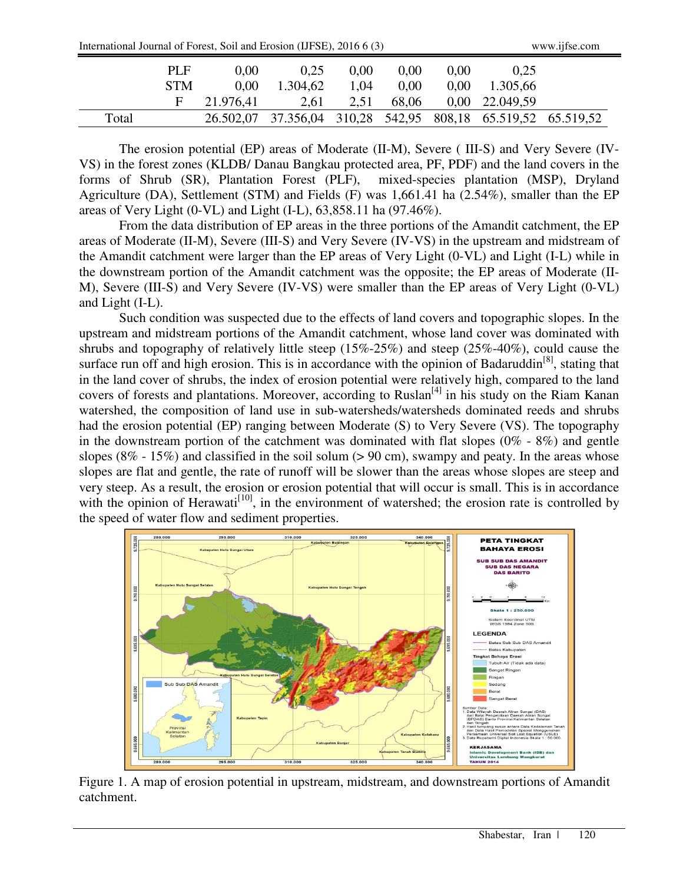| | | | | | | | | |
|---|---|---|---|---|---|---|---|---|
| | PLF | 0,00 | 0,25 | 0,00 | 0,00 | 0,00 | 0,25 | |
| | STM | 0,00 | 1.304,62 | 1,04 | 0,00 | 0,00 | 1.305,66 | |
| | F | 21.976,41 | 2,61 | 2,51 | 68,06 | 0,00 | 22.049,59 | |
| Total | | 26.502,07 | 37.356,04 | 310,28 | 542,95 | 808,18 | 65.519,52 | 65.519,52 |

The erosion potential (EP) areas of Moderate (II-M), Severe ( III-S) and Very Severe (IV-VS) in the forest zones (KLDB/ Danau Bangkau protected area, PF, PDF) and the land covers in the forms of Shrub (SR), Plantation Forest (PLF), mixed-species plantation (MSP), Dryland Agriculture (DA), Settlement (STM) and Fields (F) was 1,661.41 ha (2.54%), smaller than the EP areas of Very Light (0-VL) and Light (I-L), 63,858.11 ha (97.46%).

From the data distribution of EP areas in the three portions of the Amandit catchment, the EP areas of Moderate (II-M), Severe (III-S) and Very Severe (IV-VS) in the upstream and midstream of the Amandit catchment were larger than the EP areas of Very Light (0-VL) and Light (I-L) while in the downstream portion of the Amandit catchment was the opposite; the EP areas of Moderate (II-M), Severe (III-S) and Very Severe (IV-VS) were smaller than the EP areas of Very Light (0-VL) and Light (I-L).

Such condition was suspected due to the effects of land covers and topographic slopes. In the upstream and midstream portions of the Amandit catchment, whose land cover was dominated with shrubs and topography of relatively little steep (15%-25%) and steep (25%-40%), could cause the surface run off and high erosion. This is in accordance with the opinion of Badaruddin[8], stating that in the land cover of shrubs, the index of erosion potential were relatively high, compared to the land covers of forests and plantations. Moreover, according to Ruslan[4] in his study on the Riam Kanan watershed, the composition of land use in sub-watersheds/watersheds dominated reeds and shrubs had the erosion potential (EP) ranging between Moderate (S) to Very Severe (VS). The topography in the downstream portion of the catchment was dominated with flat slopes (0% - 8%) and gentle slopes (8% - 15%) and classified in the soil solum (> 90 cm), swampy and peaty. In the areas whose slopes are flat and gentle, the rate of runoff will be slower than the areas whose slopes are steep and very steep. As a result, the erosion or erosion potential that will occur is small. This is in accordance with the opinion of Herawati[10], in the environment of watershed; the erosion rate is controlled by the speed of water flow and sediment properties.

Figure 1. A map of erosion potential in upstream, midstream, and downstream portions of Amandit catchment.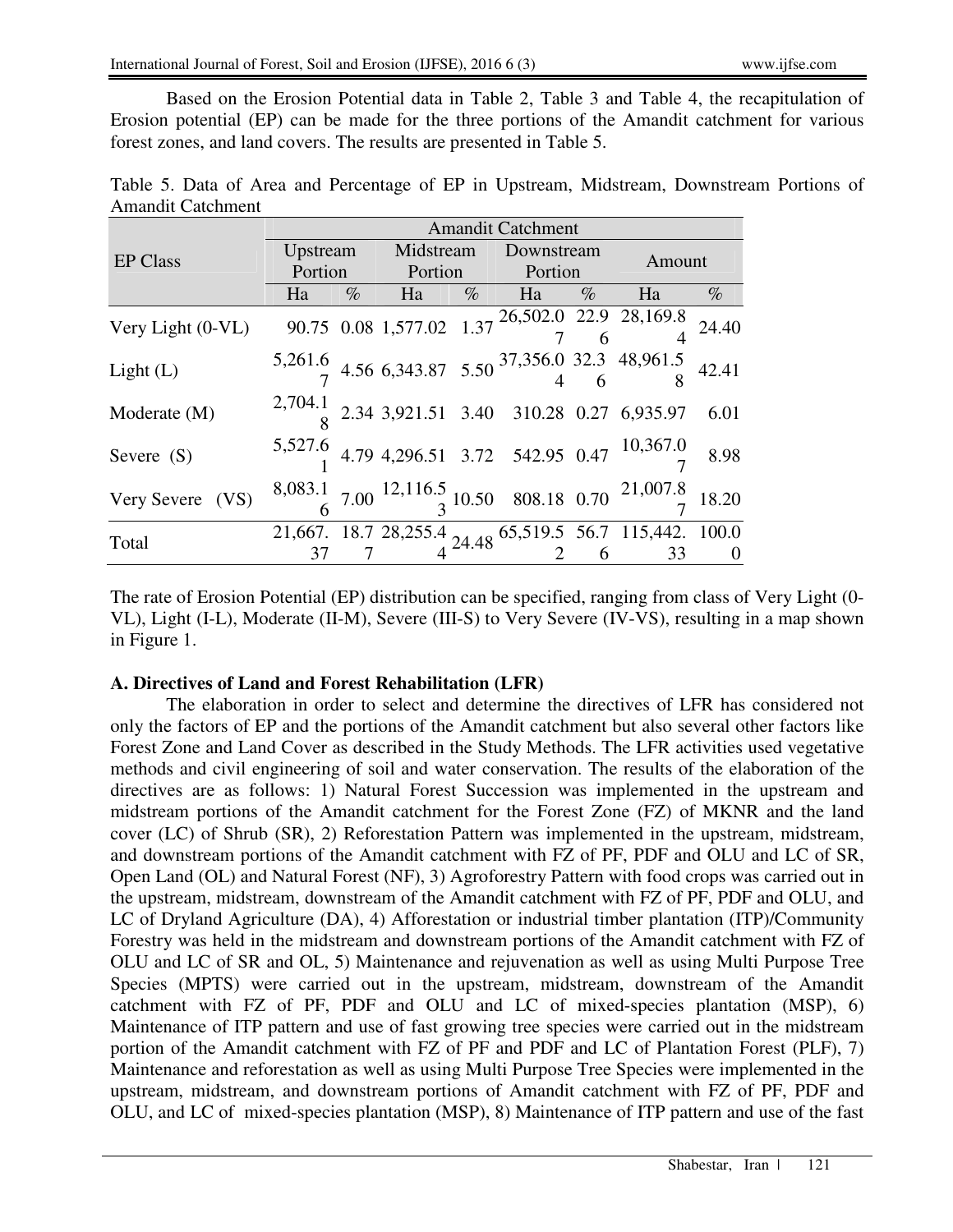Based on the Erosion Potential data in Table 2, Table 3 and Table 4, the recapitulation of Erosion potential (EP) can be made for the three portions of the Amandit catchment for various forest zones, and land covers. The results are presented in Table 5.

Table 5. Data of Area and Percentage of EP in Upstream, Midstream, Downstream Portions of Amandit Catchment

| EP Class | Amandit Catchment | | | | | | | |
|---|---|---|---|---|---|---|---|---|
| | Upstream Portion | | Midstream Portion | | Downstream Portion | | Amount | |
| | Ha | % | Ha | % | Ha | % | Ha | % |
| Very Light (0-VL) | 90.75 | 0.08 | 1,577.02 | 1.37 | 26,502.07 | 22.96 | 28,169.84 | 24.40 |
| Light (L) | 5,261.67 | 4.56 | 6,343.87 | 5.50 | 37,356.04 | 32.36 | 48,961.58 | 42.41 |
| Moderate (M) | 2,704.18 | 2.34 | 3,921.51 | 3.40 | 310.28 | 0.27 | 6,935.97 | 6.01 |
| Severe (S) | 5,527.61 | 4.79 | 4,296.51 | 3.72 | 542.95 | 0.47 | 10,367.07 | 8.98 |
| Very Severe (VS) | 8,083.16 | 7.00 | 12,116.53 | 10.50 | 808.18 | 0.70 | 21,007.87 | 18.20 |
| Total | 21,667.37 | 18.77 | 28,255.44 | 24.48 | 65,519.52 | 56.76 | 115,442.33 | 100.00 |

The rate of Erosion Potential (EP) distribution can be specified, ranging from class of Very Light (0-VL), Light (I-L), Moderate (II-M), Severe (III-S) to Very Severe (IV-VS), resulting in a map shown in Figure 1.

**A. Directives of Land and Forest Rehabilitation (LFR)**

The elaboration in order to select and determine the directives of LFR has considered not only the factors of EP and the portions of the Amandit catchment but also several other factors like Forest Zone and Land Cover as described in the Study Methods. The LFR activities used vegetative methods and civil engineering of soil and water conservation. The results of the elaboration of the directives are as follows: 1) Natural Forest Succession was implemented in the upstream and midstream portions of the Amandit catchment for the Forest Zone (FZ) of MKNR and the land cover (LC) of Shrub (SR), 2) Reforestation Pattern was implemented in the upstream, midstream, and downstream portions of the Amandit catchment with FZ of PF, PDF and OLU and LC of SR, Open Land (OL) and Natural Forest (NF), 3) Agroforestry Pattern with food crops was carried out in the upstream, midstream, downstream of the Amandit catchment with FZ of PF, PDF and OLU, and LC of Dryland Agriculture (DA), 4) Afforestation or industrial timber plantation (ITP)/Community Forestry was held in the midstream and downstream portions of the Amandit catchment with FZ of OLU and LC of SR and OL, 5) Maintenance and rejuvenation as well as using Multi Purpose Tree Species (MPTS) were carried out in the upstream, midstream, downstream of the Amandit catchment with FZ of PF, PDF and OLU and LC of mixed-species plantation (MSP), 6) Maintenance of ITP pattern and use of fast growing tree species were carried out in the midstream portion of the Amandit catchment with FZ of PF and PDF and LC of Plantation Forest (PLF), 7) Maintenance and reforestation as well as using Multi Purpose Tree Species were implemented in the upstream, midstream, and downstream portions of Amandit catchment with FZ of PF, PDF and OLU, and LC of mixed-species plantation (MSP), 8) Maintenance of ITP pattern and use of the fast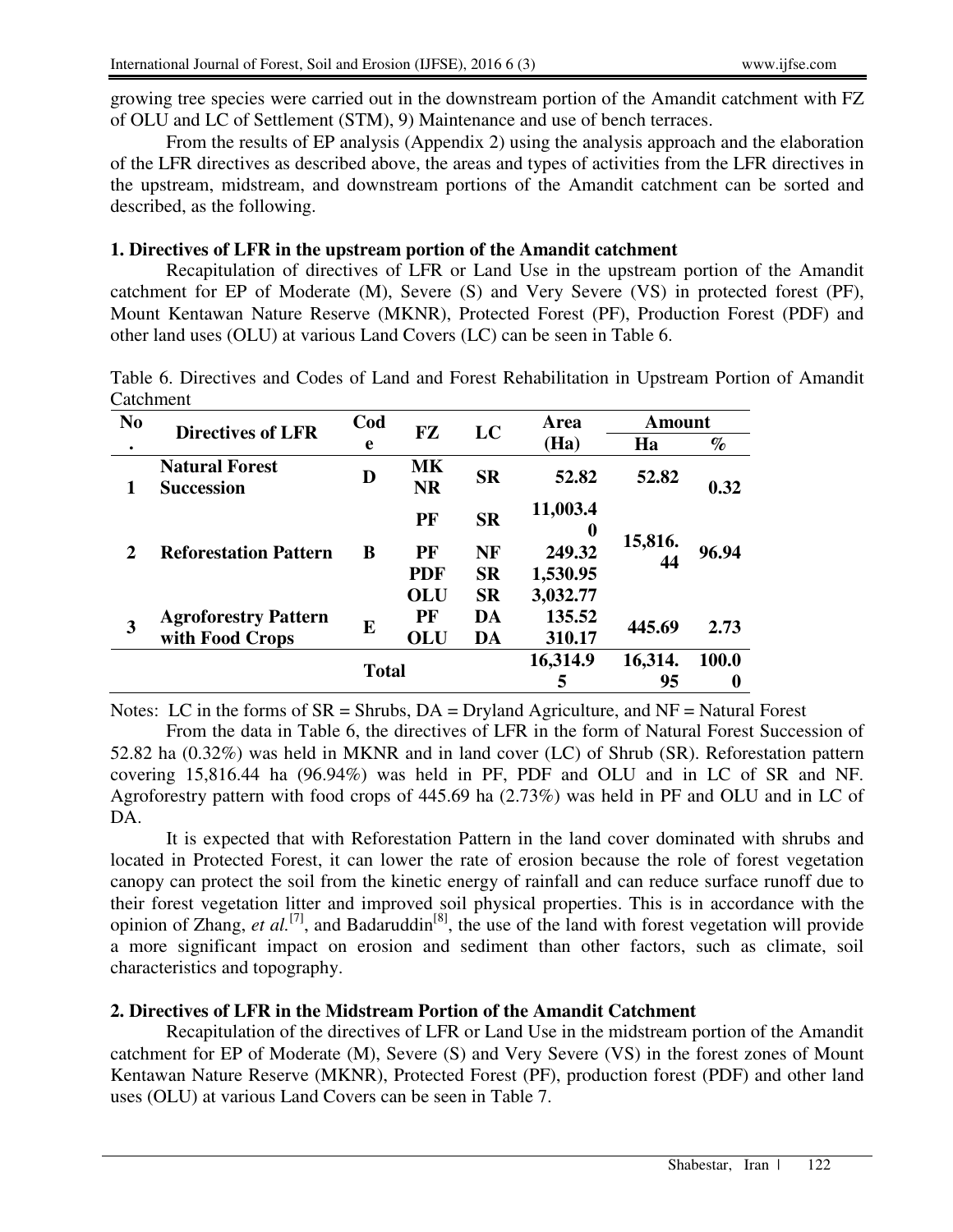growing tree species were carried out in the downstream portion of the Amandit catchment with FZ of OLU and LC of Settlement (STM), 9) Maintenance and use of bench terraces.

From the results of EP analysis (Appendix 2) using the analysis approach and the elaboration of the LFR directives as described above, the areas and types of activities from the LFR directives in the upstream, midstream, and downstream portions of the Amandit catchment can be sorted and described, as the following.

**1. Directives of LFR in the upstream portion of the Amandit catchment**

Recapitulation of directives of LFR or Land Use in the upstream portion of the Amandit catchment for EP of Moderate (M), Severe (S) and Very Severe (VS) in protected forest (PF), Mount Kentawan Nature Reserve (MKNR), Protected Forest (PF), Production Forest (PDF) and other land uses (OLU) at various Land Covers (LC) can be seen in Table 6.

Table 6. Directives and Codes of Land and Forest Rehabilitation in Upstream Portion of Amandit Catchment

| No. | Directives of LFR | Code | FZ | LC | Area (Ha) | Amount | |
|---|---|---|---|---|---|---|---|
| | | | | | | Ha | % |
| 1 | Natural Forest Succession | D | MKNR | SR | 52.82 | 52.82 | 0.32 |
| 2 | Reforestation Pattern | B | PF | SR | 11,003.40 | 15,816.44 | 96.94 |
| | | | PF | NF | 249.32 | | |
| | | | PDF | SR | 1,530.95 | | |
| | | | OLU | SR | 3,032.77 | | |
| 3 | Agroforestry Pattern with Food Crops | E | PF | DA | 135.52 | 445.69 | 2.73 |
| | | | OLU | DA | 310.17 | | |
| | | Total | | | 16,314.95 | 16,314.95 | 100.00 |

Notes: LC in the forms of SR = Shrubs, DA = Dryland Agriculture, and NF = Natural Forest

From the data in Table 6, the directives of LFR in the form of Natural Forest Succession of 52.82 ha (0.32%) was held in MKNR and in land cover (LC) of Shrub (SR). Reforestation pattern covering 15,816.44 ha (96.94%) was held in PF, PDF and OLU and in LC of SR and NF. Agroforestry pattern with food crops of 445.69 ha (2.73%) was held in PF and OLU and in LC of DA.

It is expected that with Reforestation Pattern in the land cover dominated with shrubs and located in Protected Forest, it can lower the rate of erosion because the role of forest vegetation canopy can protect the soil from the kinetic energy of rainfall and can reduce surface runoff due to their forest vegetation litter and improved soil physical properties. This is in accordance with the opinion of Zhang, *et al.*[7], and Badaruddin[8], the use of the land with forest vegetation will provide a more significant impact on erosion and sediment than other factors, such as climate, soil characteristics and topography.

**2. Directives of LFR in the Midstream Portion of the Amandit Catchment**

Recapitulation of the directives of LFR or Land Use in the midstream portion of the Amandit catchment for EP of Moderate (M), Severe (S) and Very Severe (VS) in the forest zones of Mount Kentawan Nature Reserve (MKNR), Protected Forest (PF), production forest (PDF) and other land uses (OLU) at various Land Covers can be seen in Table 7.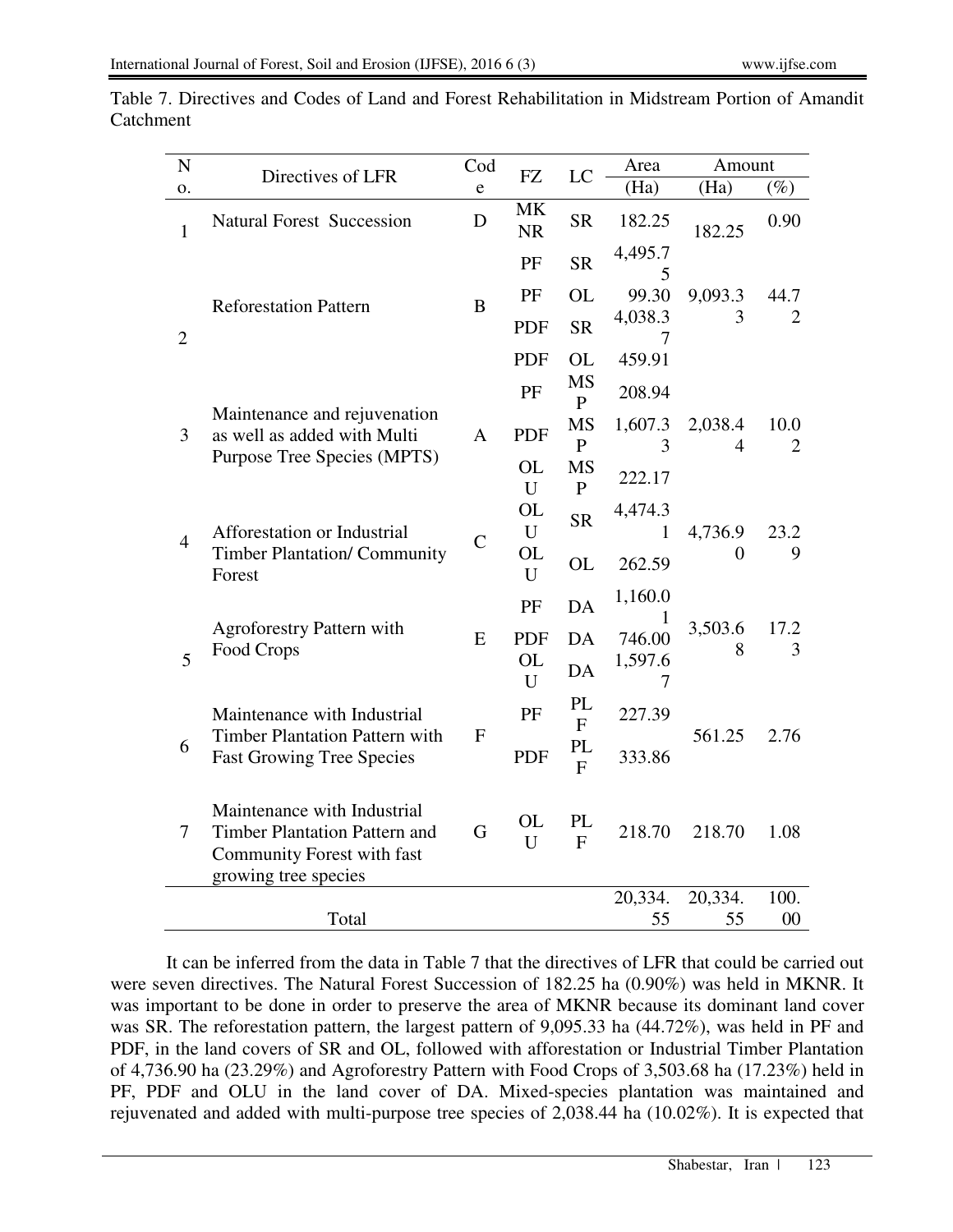Table 7. Directives and Codes of Land and Forest Rehabilitation in Midstream Portion of Amandit Catchment

| No. | Directives of LFR | Code | FZ | LC | Area (Ha) | Amount (Ha) | Amount (%) |
|---|---|---|---|---|---|---|---|
| 1 | Natural Forest Succession | D | MKNR | SR | 182.25 | 182.25 | 0.90 |
| 2 | Reforestation Pattern | B | PF | SR | 4,495.75 | 9,093.33 | 44.72 |
| | | | PF | OL | 99.30 | | |
| | | | PDF | SR | 4,038.37 | | |
| | | | PDF | OL | 459.91 | | |
| 3 | Maintenance and rejuvenation as well as added with Multi Purpose Tree Species (MPTS) | A | PF | MSP | 208.94 | 2,038.44 | 10.02 |
| | | | PDF | MSP | 1,607.33 | | |
| | | | OLU | MSP | 222.17 | | |
| 4 | Afforestation or Industrial Timber Plantation/ Community Forest | C | OLU | SR | 4,474.31 | 4,736.90 | 23.29 |
| | | | OLU | OL | 262.59 | | |
| 5 | Agroforestry Pattern with Food Crops | E | PF | DA | 1,160.01 | 3,503.68 | 17.23 |
| | | | PDF | DA | 746.00 | | |
| | | | OLU | DA | 1,597.67 | | |
| 6 | Maintenance with Industrial Timber Plantation Pattern with Fast Growing Tree Species | F | PF | PLF | 227.39 | 561.25 | 2.76 |
| | | | PDF | PLF | 333.86 | | |
| 7 | Maintenance with Industrial Timber Plantation Pattern and Community Forest with fast growing tree species | G | OLU | PLF | 218.70 | 218.70 | 1.08 |
| | Total | | | | 20,334.55 | 20,334.55 | 100.00 |

It can be inferred from the data in Table 7 that the directives of LFR that could be carried out were seven directives. The Natural Forest Succession of 182.25 ha (0.90%) was held in MKNR. It was important to be done in order to preserve the area of MKNR because its dominant land cover was SR. The reforestation pattern, the largest pattern of 9,095.33 ha (44.72%), was held in PF and PDF, in the land covers of SR and OL, followed with afforestation or Industrial Timber Plantation of 4,736.90 ha (23.29%) and Agroforestry Pattern with Food Crops of 3,503.68 ha (17.23%) held in PF, PDF and OLU in the land cover of DA. Mixed-species plantation was maintained and rejuvenated and added with multi-purpose tree species of 2,038.44 ha (10.02%). It is expected that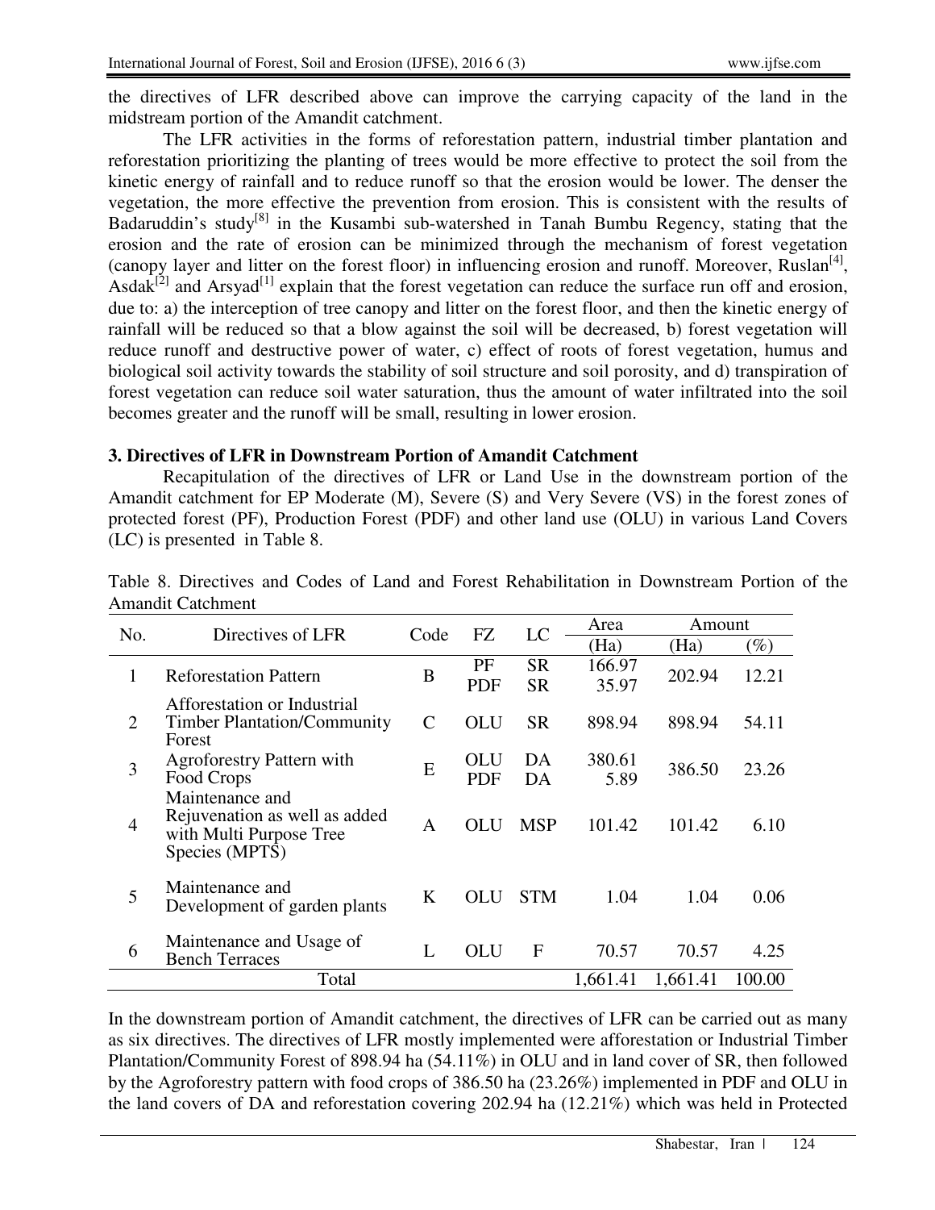the directives of LFR described above can improve the carrying capacity of the land in the midstream portion of the Amandit catchment.

The LFR activities in the forms of reforestation pattern, industrial timber plantation and reforestation prioritizing the planting of trees would be more effective to protect the soil from the kinetic energy of rainfall and to reduce runoff so that the erosion would be lower. The denser the vegetation, the more effective the prevention from erosion. This is consistent with the results of Badaruddin's study[8] in the Kusambi sub-watershed in Tanah Bumbu Regency, stating that the erosion and the rate of erosion can be minimized through the mechanism of forest vegetation (canopy layer and litter on the forest floor) in influencing erosion and runoff. Moreover, Ruslan[4], Asdak[2] and Arsyad[1] explain that the forest vegetation can reduce the surface run off and erosion, due to: a) the interception of tree canopy and litter on the forest floor, and then the kinetic energy of rainfall will be reduced so that a blow against the soil will be decreased, b) forest vegetation will reduce runoff and destructive power of water, c) effect of roots of forest vegetation, humus and biological soil activity towards the stability of soil structure and soil porosity, and d) transpiration of forest vegetation can reduce soil water saturation, thus the amount of water infiltrated into the soil becomes greater and the runoff will be small, resulting in lower erosion.

### 3. Directives of LFR in Downstream Portion of Amandit Catchment

Recapitulation of the directives of LFR or Land Use in the downstream portion of the Amandit catchment for EP Moderate (M), Severe (S) and Very Severe (VS) in the forest zones of protected forest (PF), Production Forest (PDF) and other land use (OLU) in various Land Covers (LC) is presented in Table 8.

Table 8. Directives and Codes of Land and Forest Rehabilitation in Downstream Portion of the Amandit Catchment

| No. | Directives of LFR | Code | FZ | LC | Area | Amount | |
|---|---|---|---|---|---|---|---|
| | | | | | (Ha) | (Ha) | (%) |
| 1 | Reforestation Pattern | B | PF<br>PDF | SR<br>SR | 166.97<br>35.97 | 202.94 | 12.21 |
| 2 | Afforestation or Industrial Timber Plantation/Community Forest | C | OLU | SR | 898.94 | 898.94 | 54.11 |
| 3 | Agroforestry Pattern with Food Crops | E | OLU<br>PDF | DA<br>DA | 380.61<br>5.89 | 386.50 | 23.26 |
| 4 | Maintenance and Rejuvenation as well as added with Multi Purpose Tree Species (MPTS) | A | OLU | MSP | 101.42 | 101.42 | 6.10 |
| 5 | Maintenance and Development of garden plants | K | OLU | STM | 1.04 | 1.04 | 0.06 |
| 6 | Maintenance and Usage of Bench Terraces | L | OLU | F | 70.57 | 70.57 | 4.25 |
| | Total | | | | 1,661.41 | 1,661.41 | 100.00 |

In the downstream portion of Amandit catchment, the directives of LFR can be carried out as many as six directives. The directives of LFR mostly implemented were afforestation or Industrial Timber Plantation/Community Forest of 898.94 ha (54.11%) in OLU and in land cover of SR, then followed by the Agroforestry pattern with food crops of 386.50 ha (23.26%) implemented in PDF and OLU in the land covers of DA and reforestation covering 202.94 ha (12.21%) which was held in Protected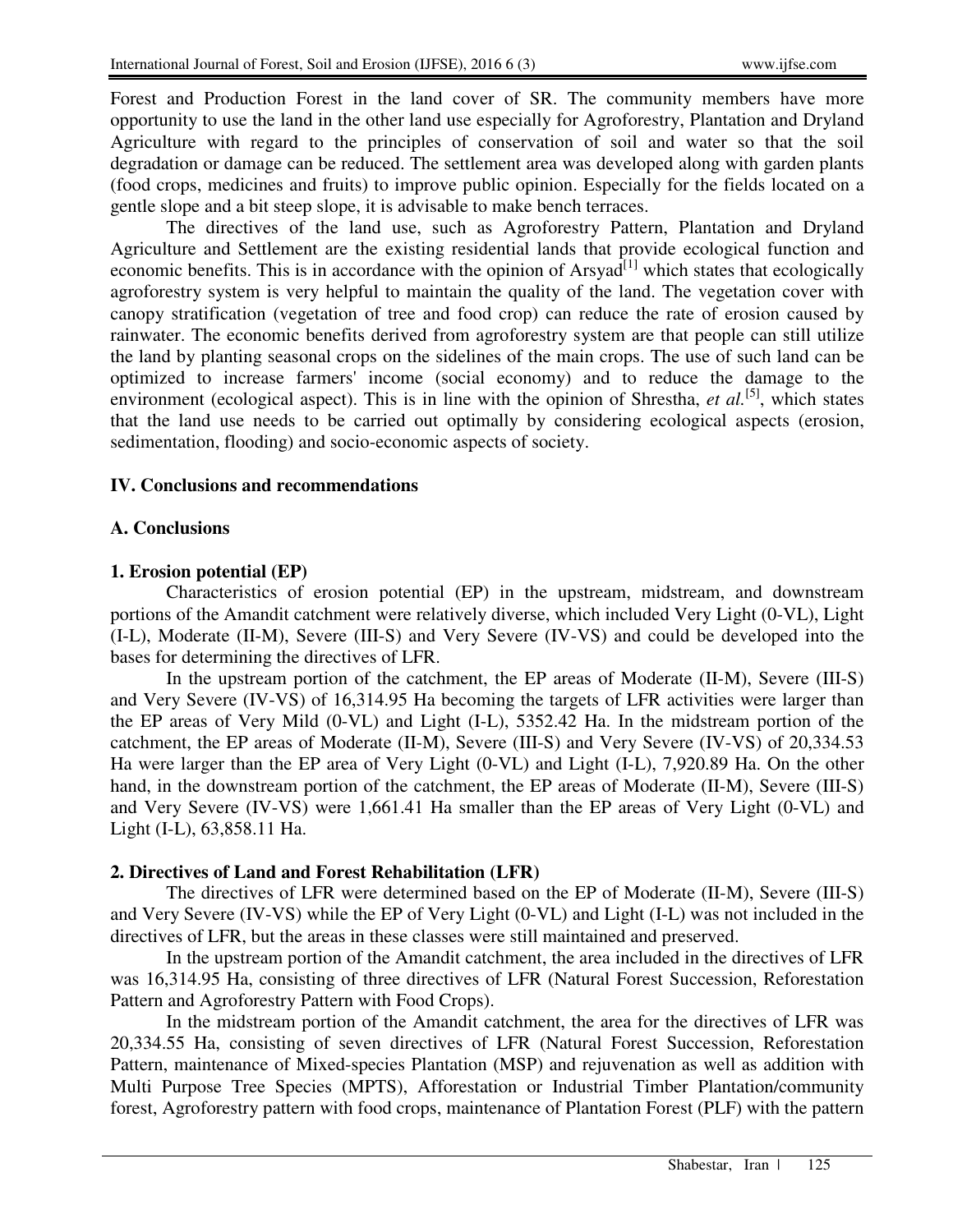Forest and Production Forest in the land cover of SR. The community members have more opportunity to use the land in the other land use especially for Agroforestry, Plantation and Dryland Agriculture with regard to the principles of conservation of soil and water so that the soil degradation or damage can be reduced. The settlement area was developed along with garden plants (food crops, medicines and fruits) to improve public opinion. Especially for the fields located on a gentle slope and a bit steep slope, it is advisable to make bench terraces.

The directives of the land use, such as Agroforestry Pattern, Plantation and Dryland Agriculture and Settlement are the existing residential lands that provide ecological function and economic benefits. This is in accordance with the opinion of Arsyad[1] which states that ecologically agroforestry system is very helpful to maintain the quality of the land. The vegetation cover with canopy stratification (vegetation of tree and food crop) can reduce the rate of erosion caused by rainwater. The economic benefits derived from agroforestry system are that people can still utilize the land by planting seasonal crops on the sidelines of the main crops. The use of such land can be optimized to increase farmers' income (social economy) and to reduce the damage to the environment (ecological aspect). This is in line with the opinion of Shrestha, *et al.*[5], which states that the land use needs to be carried out optimally by considering ecological aspects (erosion, sedimentation, flooding) and socio-economic aspects of society.

## IV. Conclusions and recommendations

### A. Conclusions

#### 1. Erosion potential (EP)

Characteristics of erosion potential (EP) in the upstream, midstream, and downstream portions of the Amandit catchment were relatively diverse, which included Very Light (0-VL), Light (I-L), Moderate (II-M), Severe (III-S) and Very Severe (IV-VS) and could be developed into the bases for determining the directives of LFR.

In the upstream portion of the catchment, the EP areas of Moderate (II-M), Severe (III-S) and Very Severe (IV-VS) of 16,314.95 Ha becoming the targets of LFR activities were larger than the EP areas of Very Mild (0-VL) and Light (I-L), 5352.42 Ha. In the midstream portion of the catchment, the EP areas of Moderate (II-M), Severe (III-S) and Very Severe (IV-VS) of 20,334.53 Ha were larger than the EP area of Very Light (0-VL) and Light (I-L), 7,920.89 Ha. On the other hand, in the downstream portion of the catchment, the EP areas of Moderate (II-M), Severe (III-S) and Very Severe (IV-VS) were 1,661.41 Ha smaller than the EP areas of Very Light (0-VL) and Light (I-L), 63,858.11 Ha.

#### 2. Directives of Land and Forest Rehabilitation (LFR)

The directives of LFR were determined based on the EP of Moderate (II-M), Severe (III-S) and Very Severe (IV-VS) while the EP of Very Light (0-VL) and Light (I-L) was not included in the directives of LFR, but the areas in these classes were still maintained and preserved.

In the upstream portion of the Amandit catchment, the area included in the directives of LFR was 16,314.95 Ha, consisting of three directives of LFR (Natural Forest Succession, Reforestation Pattern and Agroforestry Pattern with Food Crops).

In the midstream portion of the Amandit catchment, the area for the directives of LFR was 20,334.55 Ha, consisting of seven directives of LFR (Natural Forest Succession, Reforestation Pattern, maintenance of Mixed-species Plantation (MSP) and rejuvenation as well as addition with Multi Purpose Tree Species (MPTS), Afforestation or Industrial Timber Plantation/community forest, Agroforestry pattern with food crops, maintenance of Plantation Forest (PLF) with the pattern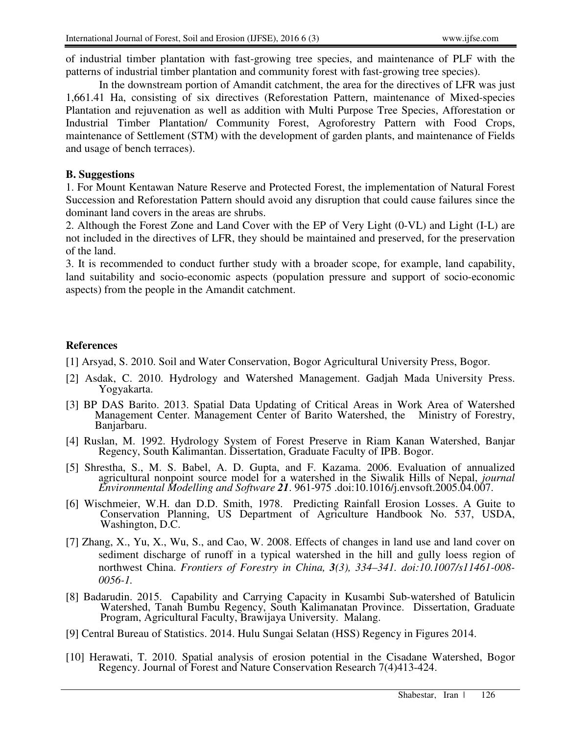of industrial timber plantation with fast-growing tree species, and maintenance of PLF with the patterns of industrial timber plantation and community forest with fast-growing tree species).

In the downstream portion of Amandit catchment, the area for the directives of LFR was just 1,661.41 Ha, consisting of six directives (Reforestation Pattern, maintenance of Mixed-species Plantation and rejuvenation as well as addition with Multi Purpose Tree Species, Afforestation or Industrial Timber Plantation/ Community Forest, Agroforestry Pattern with Food Crops, maintenance of Settlement (STM) with the development of garden plants, and maintenance of Fields and usage of bench terraces).

### B. Suggestions

1. For Mount Kentawan Nature Reserve and Protected Forest, the implementation of Natural Forest Succession and Reforestation Pattern should avoid any disruption that could cause failures since the dominant land covers in the areas are shrubs.
2. Although the Forest Zone and Land Cover with the EP of Very Light (0-VL) and Light (I-L) are not included in the directives of LFR, they should be maintained and preserved, for the preservation of the land.
3. It is recommended to conduct further study with a broader scope, for example, land capability, land suitability and socio-economic aspects (population pressure and support of socio-economic aspects) from the people in the Amandit catchment.

## References

[1] Arsyad, S. 2010. Soil and Water Conservation, Bogor Agricultural University Press, Bogor.

[2] Asdak, C. 2010. Hydrology and Watershed Management. Gadjah Mada University Press. Yogyakarta.

[3] BP DAS Barito. 2013. Spatial Data Updating of Critical Areas in Work Area of Watershed Management Center. Management Center of Barito Watershed, the Ministry of Forestry, Banjarbaru.

[4] Ruslan, M. 1992. Hydrology System of Forest Preserve in Riam Kanan Watershed, Banjar Regency, South Kalimantan. Dissertation, Graduate Faculty of IPB. Bogor.

[5] Shrestha, S., M. S. Babel, A. D. Gupta, and F. Kazama. 2006. Evaluation of annualized agricultural nonpoint source model for a watershed in the Siwalik Hills of Nepal, *journal Environmental Modelling and Software **21***. 961-975 .doi:10.1016/j.envsoft.2005.04.007.

[6] Wischmeier, W.H. dan D.D. Smith, 1978. Predicting Rainfall Erosion Losses. A Guite to Conservation Planning, US Department of Agriculture Handbook No. 537, USDA, Washington, D.C.

[7] Zhang, X., Yu, X., Wu, S., and Cao, W. 2008. Effects of changes in land use and land cover on sediment discharge of runoff in a typical watershed in the hill and gully loess region of northwest China. *Frontiers of Forestry in China, **3**(3), 334–341. doi:10.1007/s11461-008-0056-1.*

[8] Badarudin. 2015. Capability and Carrying Capacity in Kusambi Sub-watershed of Batulicin Watershed, Tanah Bumbu Regency, South Kalimanatan Province. Dissertation, Graduate Program, Agricultural Faculty, Brawijaya University. Malang.

[9] Central Bureau of Statistics. 2014. Hulu Sungai Selatan (HSS) Regency in Figures 2014.

[10] Herawati, T. 2010. Spatial analysis of erosion potential in the Cisadane Watershed, Bogor Regency. Journal of Forest and Nature Conservation Research 7(4)413-424.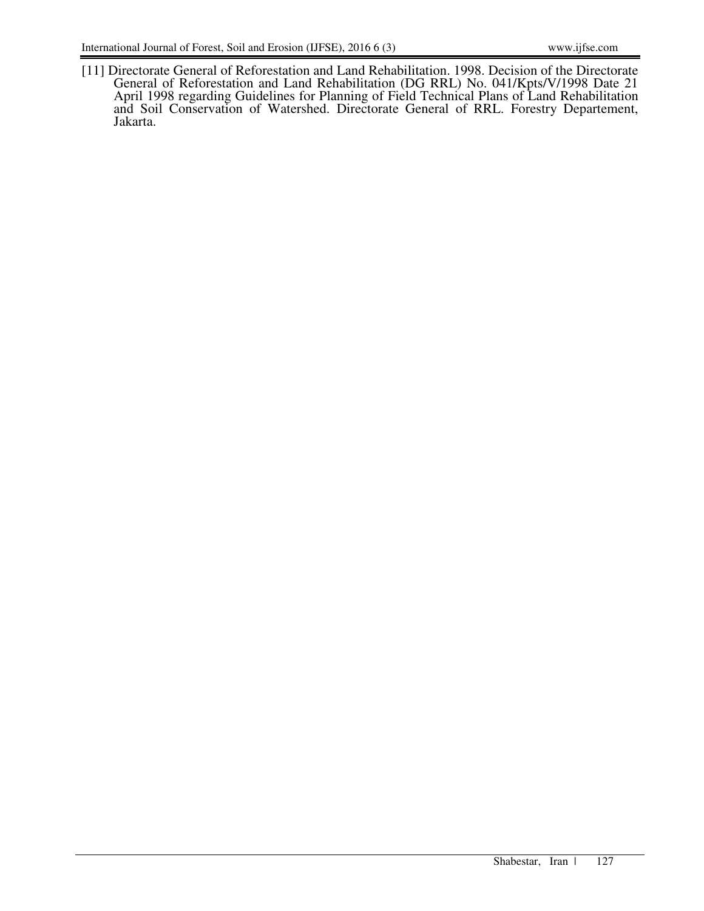[11] Directorate General of Reforestation and Land Rehabilitation. 1998. Decision of the Directorate General of Reforestation and Land Rehabilitation (DG RRL) No. 041/Kpts/V/1998 Date 21 April 1998 regarding Guidelines for Planning of Field Technical Plans of Land Rehabilitation and Soil Conservation of Watershed. Directorate General of RRL. Forestry Departement, Jakarta.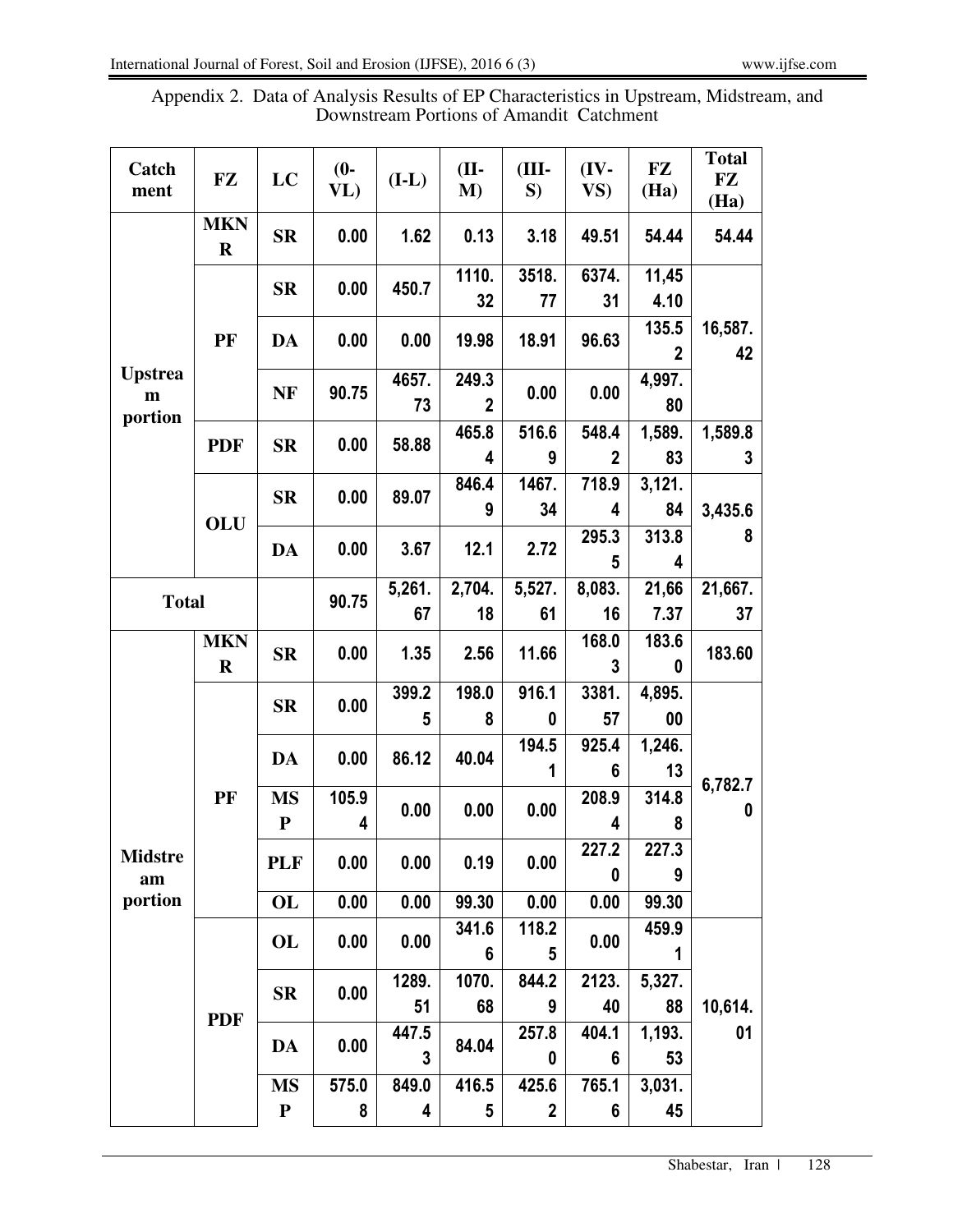Appendix 2. Data of Analysis Results of EP Characteristics in Upstream, Midstream, and Downstream Portions of Amandit Catchment

| Catchment | FZ | LC | (0-VL) | (I-L) | (II-M) | (III-S) | (IV-VS) | FZ (Ha) | Total FZ (Ha) |
|---|---|---|---|---|---|---|---|---|---|
| Upstream portion | MKNR | SR | 0.00 | 1.62 | 0.13 | 3.18 | 49.51 | 54.44 | 54.44 |
| | PF | SR | 0.00 | 450.7 | 1110.32 | 3518.77 | 6374.31 | 11,454.10 | 16,587.42 |
| | | DA | 0.00 | 0.00 | 19.98 | 18.91 | 96.63 | 135.52 | |
| | | NF | 90.75 | 4657.73 | 249.32 | 0.00 | 0.00 | 4,997.80 | |
| | PDF | SR | 0.00 | 58.88 | 465.84 | 516.69 | 548.42 | 1,589.83 | 1,589.83 |
| | OLU | SR | 0.00 | 89.07 | 846.49 | 1467.34 | 718.94 | 3,121.84 | 3,435.68 |
| | | DA | 0.00 | 3.67 | 12.1 | 2.72 | 295.35 | 313.84 | |
| Total | | | 90.75 | 5,261.67 | 2,704.18 | 5,527.61 | 8,083.16 | 21,667.37 | 21,667.37 |
| Midstream portion | MKNR | SR | 0.00 | 1.35 | 2.56 | 11.66 | 168.03 | 183.60 | 183.60 |
| | PF | SR | 0.00 | 399.25 | 198.08 | 916.10 | 3381.57 | 4,895.00 | 6,782.70 |
| | | DA | 0.00 | 86.12 | 40.04 | 194.51 | 925.46 | 1,246.13 | |
| | | MSP | 105.94 | 0.00 | 0.00 | 0.00 | 208.94 | 314.88 | |
| | | PLF | 0.00 | 0.00 | 0.19 | 0.00 | 227.20 | 227.39 | |
| | | OL | 0.00 | 0.00 | 99.30 | 0.00 | 0.00 | 99.30 | |
| | PDF | OL | 0.00 | 0.00 | 341.66 | 118.25 | 0.00 | 459.91 | 10,614.01 |
| | | SR | 0.00 | 1289.51 | 1070.68 | 844.29 | 2123.40 | 5,327.88 | |
| | | DA | 0.00 | 447.53 | 84.04 | 257.80 | 404.16 | 1,193.53 | |
| | | MSP | 575.08 | 849.04 | 416.55 | 425.62 | 765.16 | 3,031.45 | |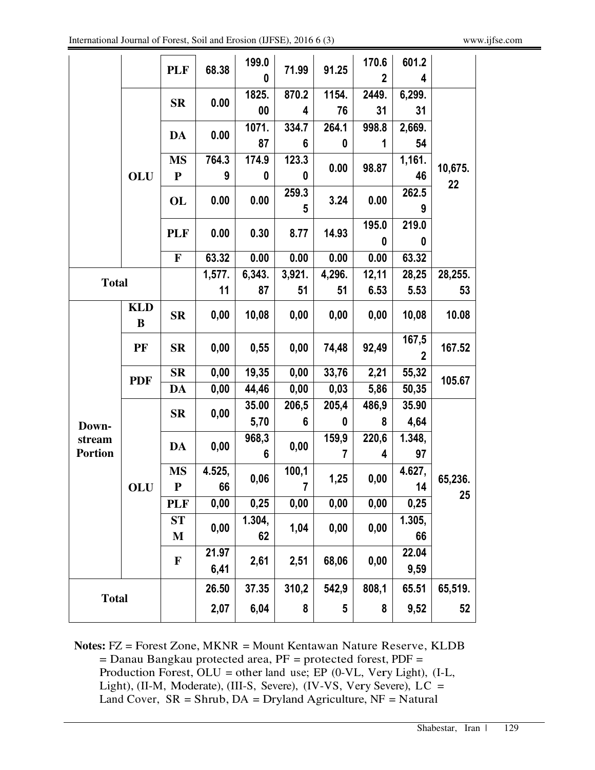| | | PLF | 68.38 | 199.00 | 71.99 | 91.25 | 170.62 | 601.24 | |
|---|---|---|---|---|---|---|---|---|---|
| | OLU | SR | 0.00 | 1825.00 | 870.24 | 1154.76 | 2449.31 | 6,299.31 | 10,675.22 |
| | | DA | 0.00 | 1071.87 | 334.76 | 264.10 | 998.81 | 2,669.54 | |
| | | MSP | 764.39 | 174.90 | 123.30 | 0.00 | 98.87 | 1,161.46 | |
| | | OL | 0.00 | 0.00 | 259.35 | 3.24 | 0.00 | 262.59 | |
| | | PLF | 0.00 | 0.30 | 8.77 | 14.93 | 195.00 | 219.00 | |
| | | F | 63.32 | 0.00 | 0.00 | 0.00 | 0.00 | 63.32 | |
| Total | | | 1,577.11 | 6,343.87 | 3,921.51 | 4,296.51 | 12,116.53 | 28,255.53 | 28,255.53 |
| Down-stream Portion | KLDB | SR | 0,00 | 10,08 | 0,00 | 0,00 | 0,00 | 10,08 | 10.08 |
| | PF | SR | 0,00 | 0,55 | 0,00 | 74,48 | 92,49 | 167,52 | 167.52 |
| | PDF | SR | 0,00 | 19,35 | 0,00 | 33,76 | 2,21 | 55,32 | 105.67 |
| | | DA | 0,00 | 44,46 | 0,00 | 0,03 | 5,86 | 50,35 | |
| | OLU | SR | 0,00 | 35.005,70 | 206,56 | 205,40 | 486,98 | 35.904,64 | 65,236.25 |
| | | DA | 0,00 | 968,36 | 0,00 | 159,97 | 220,64 | 1.348,97 | |
| | | MSP | 4.525,66 | 0,06 | 100,17 | 1,25 | 0,00 | 4.627,14 | |
| | | PLF | 0,00 | 0,25 | 0,00 | 0,00 | 0,00 | 0,25 | |
| | | STM | 0,00 | 1.304,62 | 1,04 | 0,00 | 0,00 | 1.305,66 | |
| | | F | 21.976,41 | 2,61 | 2,51 | 68,06 | 0,00 | 22.049,59 | |
| Total | | | 26.502,07 | 37.356,04 | 310,28 | 542,95 | 808,18 | 65.519,52 | 65,519.52 |

**Notes:** FZ = Forest Zone, MKNR = Mount Kentawan Nature Reserve, KLDB = Danau Bangkau protected area, PF = protected forest, PDF = Production Forest, OLU = other land use; EP (0-VL, Very Light), (I-L, Light), (II-M, Moderate), (III-S, Severe), (IV-VS, Very Severe), LC = Land Cover, SR = Shrub, DA = Dryland Agriculture, NF = Natural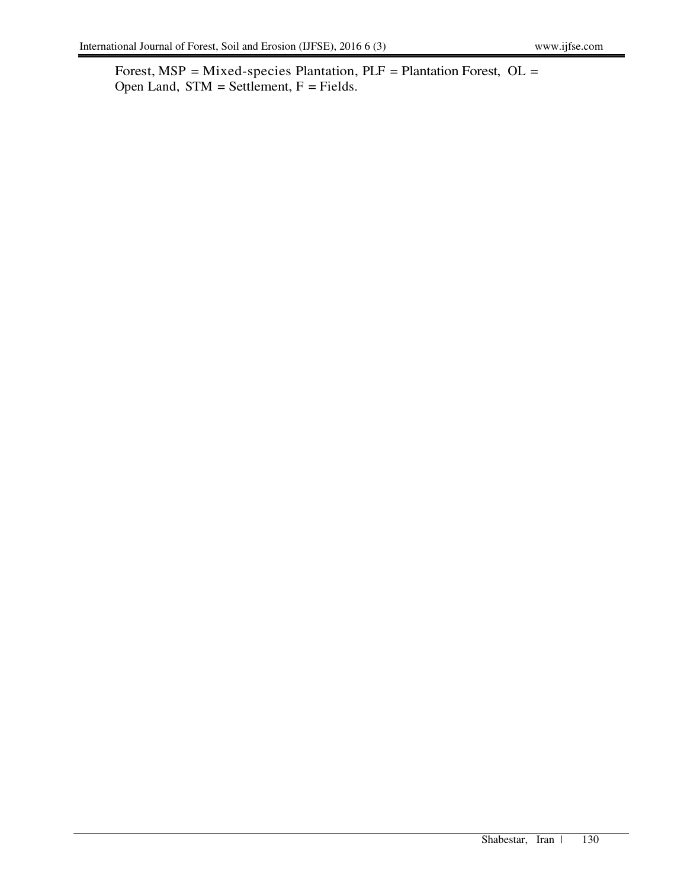Forest, MSP = Mixed-species Plantation, PLF = Plantation Forest, OL = Open Land, STM = Settlement, F = Fields.